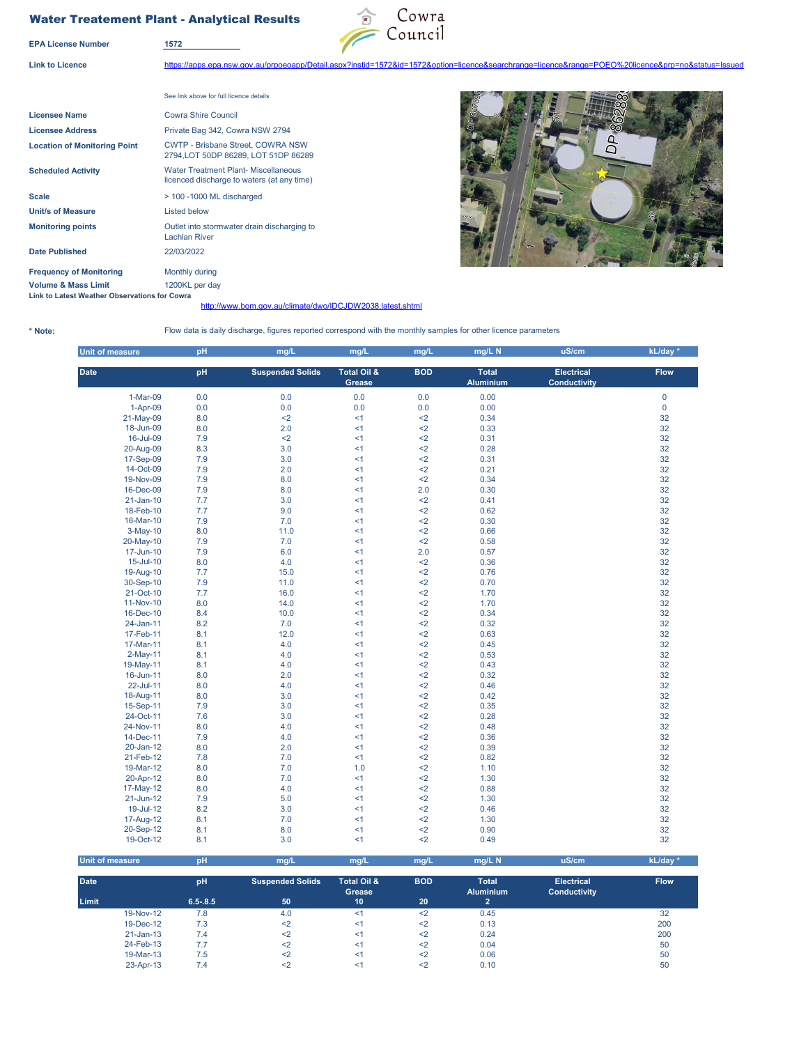# Water Treatement Plant - Analytical Results

Cowra Council

| | |
|---|---|
| **EPA License Number** | 1572 |
| **Link to Licence** | https://apps.epa.nsw.gov.au/prpoeoapp/Detail.aspx?instid=1572&id=1572&option=licence&searchrange=licence&range=POEO%20licence&prp=no&status=Issued |
| | See link above for full licence details |
| **Licensee Name** | Cowra Shire Council |
| **Licensee Address** | Private Bag 342, Cowra NSW 2794 |
| **Location of Monitoring Point** | CWTP - Brisbane Street, COWRA NSW 2794,LOT 50DP 86289, LOT 51DP 86289 |
| **Scheduled Activity** | Water Treatment Plant- Miscellaneous licenced discharge to waters (at any time) |
| **Scale** | > 100 -1000 ML discharged |
| **Unit/s of Measure** | Listed below |
| **Monitoring points** | Outlet into stormwater drain discharging to Lachlan River |
| **Date Published** | 22/03/2022 |
| **Frequency of Monitoring** | Monthly during |
| **Volume & Mass Limit** | 1200KL per day |
| **Link to Latest Weather Observations for Cowra** | http://www.bom.gov.au/climate/dwo/IDCJDW2038.latest.shtml |

**\* Note:** Flow data is daily discharge, figures reported correspond with the monthly samples for other licence parameters

| Unit of measure | pH | mg/L | mg/L | mg/L | mg/L N | uS/cm | kL/day * |
|---|---|---|---|---|---|---|---|
| **Date** | **pH** | **Suspended Solids** | **Total Oil & Grease** | **BOD** | **Total Aluminium** | **Electrical Conductivity** | **Flow** |
| 1-Mar-09 | 0.0 | 0.0 | 0.0 | 0.0 | 0.00 | | 0 |
| 1-Apr-09 | 0.0 | 0.0 | 0.0 | 0.0 | 0.00 | | 0 |
| 21-May-09 | 8.0 | <2 | <1 | <2 | 0.34 | | 32 |
| 18-Jun-09 | 8.0 | 2.0 | <1 | <2 | 0.33 | | 32 |
| 16-Jul-09 | 7.9 | <2 | <1 | <2 | 0.31 | | 32 |
| 20-Aug-09 | 8.3 | 3.0 | <1 | <2 | 0.28 | | 32 |
| 17-Sep-09 | 7.9 | 3.0 | <1 | <2 | 0.31 | | 32 |
| 14-Oct-09 | 7.9 | 2.0 | <1 | <2 | 0.21 | | 32 |
| 19-Nov-09 | 7.9 | 8.0 | <1 | <2 | 0.34 | | 32 |
| 16-Dec-09 | 7.9 | 8.0 | <1 | 2.0 | 0.30 | | 32 |
| 21-Jan-10 | 7.7 | 3.0 | <1 | <2 | 0.41 | | 32 |
| 18-Feb-10 | 7.7 | 9.0 | <1 | <2 | 0.62 | | 32 |
| 18-Mar-10 | 7.9 | 7.0 | <1 | <2 | 0.30 | | 32 |
| 3-May-10 | 8.0 | 11.0 | <1 | <2 | 0.66 | | 32 |
| 20-May-10 | 7.9 | 7.0 | <1 | <2 | 0.58 | | 32 |
| 17-Jun-10 | 7.9 | 6.0 | <1 | 2.0 | 0.57 | | 32 |
| 15-Jul-10 | 8.0 | 4.0 | <1 | <2 | 0.36 | | 32 |
| 19-Aug-10 | 7.7 | 15.0 | <1 | <2 | 0.76 | | 32 |
| 30-Sep-10 | 7.9 | 11.0 | <1 | <2 | 0.70 | | 32 |
| 21-Oct-10 | 7.7 | 16.0 | <1 | <2 | 1.70 | | 32 |
| 11-Nov-10 | 8.0 | 14.0 | <1 | <2 | 1.70 | | 32 |
| 16-Dec-10 | 8.4 | 10.0 | <1 | <2 | 0.34 | | 32 |
| 24-Jan-11 | 8.2 | 7.0 | <1 | <2 | 0.32 | | 32 |
| 17-Feb-11 | 8.1 | 12.0 | <1 | <2 | 0.63 | | 32 |
| 17-Mar-11 | 8.1 | 4.0 | <1 | <2 | 0.45 | | 32 |
| 2-May-11 | 8.1 | 4.0 | <1 | <2 | 0.53 | | 32 |
| 19-May-11 | 8.1 | 4.0 | <1 | <2 | 0.43 | | 32 |
| 16-Jun-11 | 8.0 | 2.0 | <1 | <2 | 0.32 | | 32 |
| 22-Jul-11 | 8.0 | 4.0 | <1 | <2 | 0.46 | | 32 |
| 18-Aug-11 | 8.0 | 3.0 | <1 | <2 | 0.42 | | 32 |
| 15-Sep-11 | 7.9 | 3.0 | <1 | <2 | 0.35 | | 32 |
| 24-Oct-11 | 7.6 | 3.0 | <1 | <2 | 0.28 | | 32 |
| 24-Nov-11 | 8.0 | 4.0 | <1 | <2 | 0.48 | | 32 |
| 14-Dec-11 | 7.9 | 4.0 | <1 | <2 | 0.36 | | 32 |
| 20-Jan-12 | 8.0 | 2.0 | <1 | <2 | 0.39 | | 32 |
| 21-Feb-12 | 7.8 | 7.0 | <1 | <2 | 0.82 | | 32 |
| 19-Mar-12 | 8.0 | 7.0 | 1.0 | <2 | 1.10 | | 32 |
| 20-Apr-12 | 8.0 | 7.0 | <1 | <2 | 1.30 | | 32 |
| 17-May-12 | 8.0 | 4.0 | <1 | <2 | 0.88 | | 32 |
| 21-Jun-12 | 7.9 | 5.0 | <1 | <2 | 1.30 | | 32 |
| 19-Jul-12 | 8.2 | 3.0 | <1 | <2 | 0.46 | | 32 |
| 17-Aug-12 | 8.1 | 7.0 | <1 | <2 | 1.30 | | 32 |
| 20-Sep-12 | 8.1 | 8.0 | <1 | <2 | 0.90 | | 32 |
| 19-Oct-12 | 8.1 | 3.0 | <1 | <2 | 0.49 | | 32 |

| Unit of measure | pH | mg/L | mg/L | mg/L | mg/L N | uS/cm | kL/day * |
|---|---|---|---|---|---|---|---|
| **Date** | **pH** | **Suspended Solids** | **Total Oil & Grease** | **BOD** | **Total Aluminium** | **Electrical Conductivity** | **Flow** |
| **Limit** | **6.5-.8.5** | **50** | **10** | **20** | **2** | | |
| 19-Nov-12 | 7.8 | 4.0 | <1 | <2 | 0.45 | | 32 |
| 19-Dec-12 | 7.3 | <2 | <1 | <2 | 0.13 | | 200 |
| 21-Jan-13 | 7.4 | <2 | <1 | <2 | 0.24 | | 200 |
| 24-Feb-13 | 7.7 | <2 | <1 | <2 | 0.04 | | 50 |
| 19-Mar-13 | 7.5 | <2 | <1 | <2 | 0.06 | | 50 |
| 23-Apr-13 | 7.4 | <2 | <1 | <2 | 0.10 | | 50 |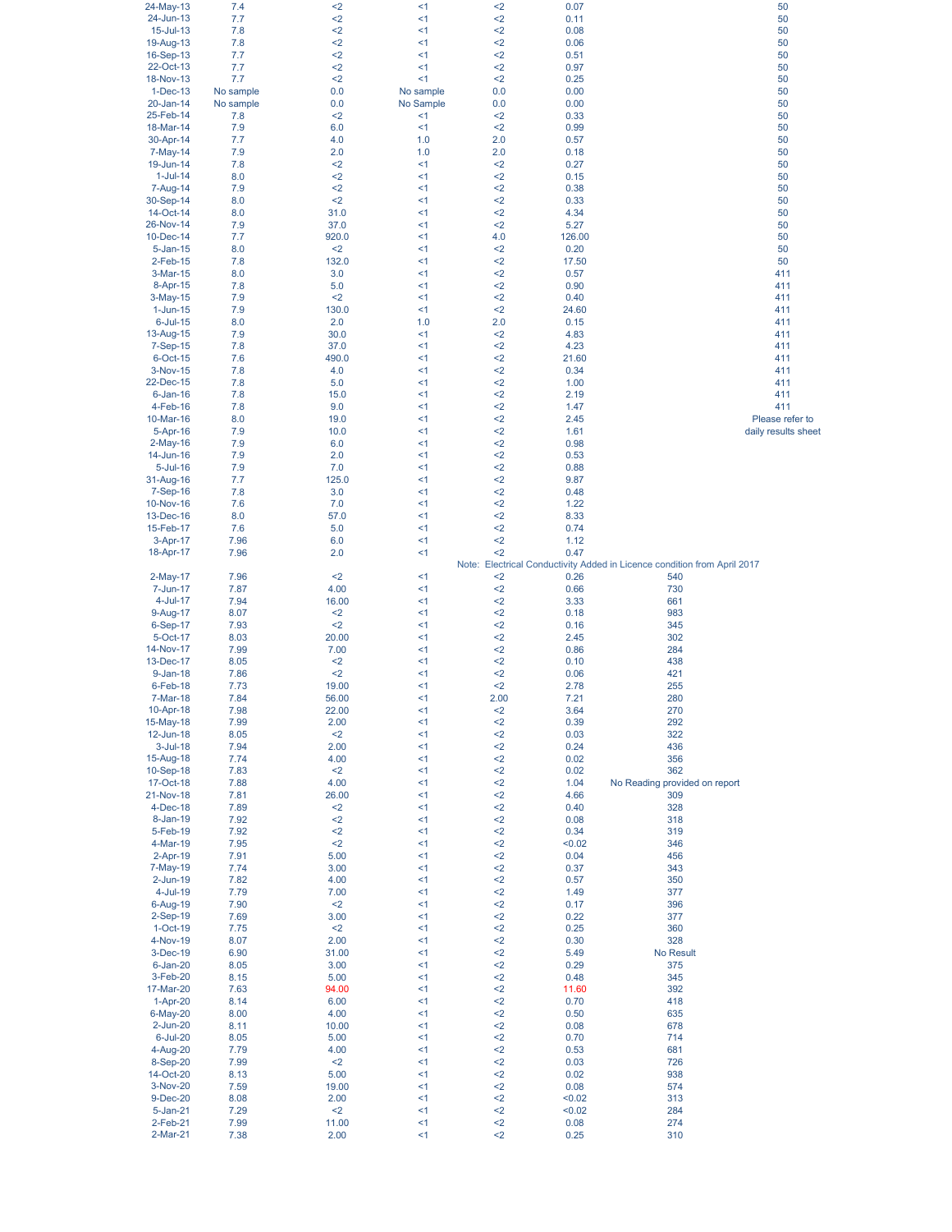| | | | | | | | |
|---|---|---|---|---|---|---|---|
| 24-May-13 | 7.4 | <2 | <1 | <2 | 0.07 | | 50 |
| 24-Jun-13 | 7.7 | <2 | <1 | <2 | 0.11 | | 50 |
| 15-Jul-13 | 7.8 | <2 | <1 | <2 | 0.08 | | 50 |
| 19-Aug-13 | 7.8 | <2 | <1 | <2 | 0.06 | | 50 |
| 16-Sep-13 | 7.7 | <2 | <1 | <2 | 0.51 | | 50 |
| 22-Oct-13 | 7.7 | <2 | <1 | <2 | 0.97 | | 50 |
| 18-Nov-13 | 7.7 | <2 | <1 | <2 | 0.25 | | 50 |
| 1-Dec-13 | No sample | 0.0 | No sample | 0.0 | 0.00 | | 50 |
| 20-Jan-14 | No sample | 0.0 | No Sample | 0.0 | 0.00 | | 50 |
| 25-Feb-14 | 7.8 | <2 | <1 | <2 | 0.33 | | 50 |
| 18-Mar-14 | 7.9 | 6.0 | <1 | <2 | 0.99 | | 50 |
| 30-Apr-14 | 7.7 | 4.0 | 1.0 | 2.0 | 0.57 | | 50 |
| 7-May-14 | 7.9 | 2.0 | 1.0 | 2.0 | 0.18 | | 50 |
| 19-Jun-14 | 7.8 | <2 | <1 | <2 | 0.27 | | 50 |
| 1-Jul-14 | 8.0 | <2 | <1 | <2 | 0.15 | | 50 |
| 7-Aug-14 | 7.9 | <2 | <1 | <2 | 0.38 | | 50 |
| 30-Sep-14 | 8.0 | <2 | <1 | <2 | 0.33 | | 50 |
| 14-Oct-14 | 8.0 | 31.0 | <1 | <2 | 4.34 | | 50 |
| 26-Nov-14 | 7.9 | 37.0 | <1 | <2 | 5.27 | | 50 |
| 10-Dec-14 | 7.7 | 920.0 | <1 | 4.0 | 126.00 | | 50 |
| 5-Jan-15 | 8.0 | <2 | <1 | <2 | 0.20 | | 50 |
| 2-Feb-15 | 7.8 | 132.0 | <1 | <2 | 17.50 | | 50 |
| 3-Mar-15 | 8.0 | 3.0 | <1 | <2 | 0.57 | | 411 |
| 8-Apr-15 | 7.8 | 5.0 | <1 | <2 | 0.90 | | 411 |
| 3-May-15 | 7.9 | <2 | <1 | <2 | 0.40 | | 411 |
| 1-Jun-15 | 7.9 | 130.0 | <1 | <2 | 24.60 | | 411 |
| 6-Jul-15 | 8.0 | 2.0 | 1.0 | 2.0 | 0.15 | | 411 |
| 13-Aug-15 | 7.9 | 30.0 | <1 | <2 | 4.83 | | 411 |
| 7-Sep-15 | 7.8 | 37.0 | <1 | <2 | 4.23 | | 411 |
| 6-Oct-15 | 7.6 | 490.0 | <1 | <2 | 21.60 | | 411 |
| 3-Nov-15 | 7.8 | 4.0 | <1 | <2 | 0.34 | | 411 |
| 22-Dec-15 | 7.8 | 5.0 | <1 | <2 | 1.00 | | 411 |
| 6-Jan-16 | 7.8 | 15.0 | <1 | <2 | 2.19 | | 411 |
| 4-Feb-16 | 7.8 | 9.0 | <1 | <2 | 1.47 | | 411 |
| 10-Mar-16 | 8.0 | 19.0 | <1 | <2 | 2.45 | | Please refer to |
| 5-Apr-16 | 7.9 | 10.0 | <1 | <2 | 1.61 | | daily results sheet |
| 2-May-16 | 7.9 | 6.0 | <1 | <2 | 0.98 | | |
| 14-Jun-16 | 7.9 | 2.0 | <1 | <2 | 0.53 | | |
| 5-Jul-16 | 7.9 | 7.0 | <1 | <2 | 0.88 | | |
| 31-Aug-16 | 7.7 | 125.0 | <1 | <2 | 9.87 | | |
| 7-Sep-16 | 7.8 | 3.0 | <1 | <2 | 0.48 | | |
| 10-Nov-16 | 7.6 | 7.0 | <1 | <2 | 1.22 | | |
| 13-Dec-16 | 8.0 | 57.0 | <1 | <2 | 8.33 | | |
| 15-Feb-17 | 7.6 | 5.0 | <1 | <2 | 0.74 | | |
| 3-Apr-17 | 7.96 | 6.0 | <1 | <2 | 1.12 | | |
| 18-Apr-17 | 7.96 | 2.0 | <1 | <2 | 0.47 | | |
| | | | | Note: Electrical Conductivity Added in Licence condition from April 2017 | | | |
| 2-May-17 | 7.96 | <2 | <1 | <2 | 0.26 | 540 | |
| 7-Jun-17 | 7.87 | 4.00 | <1 | <2 | 0.66 | 730 | |
| 4-Jul-17 | 7.94 | 16.00 | <1 | <2 | 3.33 | 661 | |
| 9-Aug-17 | 8.07 | <2 | <1 | <2 | 0.18 | 983 | |
| 6-Sep-17 | 7.93 | <2 | <1 | <2 | 0.16 | 345 | |
| 5-Oct-17 | 8.03 | 20.00 | <1 | <2 | 2.45 | 302 | |
| 14-Nov-17 | 7.99 | 7.00 | <1 | <2 | 0.86 | 284 | |
| 13-Dec-17 | 8.05 | <2 | <1 | <2 | 0.10 | 438 | |
| 9-Jan-18 | 7.86 | <2 | <1 | <2 | 0.06 | 421 | |
| 6-Feb-18 | 7.73 | 19.00 | <1 | <2 | 2.78 | 255 | |
| 7-Mar-18 | 7.84 | 56.00 | <1 | 2.00 | 7.21 | 280 | |
| 10-Apr-18 | 7.98 | 22.00 | <1 | <2 | 3.64 | 270 | |
| 15-May-18 | 7.99 | 2.00 | <1 | <2 | 0.39 | 292 | |
| 12-Jun-18 | 8.05 | <2 | <1 | <2 | 0.03 | 322 | |
| 3-Jul-18 | 7.94 | 2.00 | <1 | <2 | 0.24 | 436 | |
| 15-Aug-18 | 7.74 | 4.00 | <1 | <2 | 0.02 | 356 | |
| 10-Sep-18 | 7.83 | <2 | <1 | <2 | 0.02 | 362 | |
| 17-Oct-18 | 7.88 | 4.00 | <1 | <2 | 1.04 | No Reading provided on report | |
| 21-Nov-18 | 7.81 | 26.00 | <1 | <2 | 4.66 | 309 | |
| 4-Dec-18 | 7.89 | <2 | <1 | <2 | 0.40 | 328 | |
| 8-Jan-19 | 7.92 | <2 | <1 | <2 | 0.08 | 318 | |
| 5-Feb-19 | 7.92 | <2 | <1 | <2 | 0.34 | 319 | |
| 4-Mar-19 | 7.95 | <2 | <1 | <2 | <0.02 | 346 | |
| 2-Apr-19 | 7.91 | 5.00 | <1 | <2 | 0.04 | 456 | |
| 7-May-19 | 7.74 | 3.00 | <1 | <2 | 0.37 | 343 | |
| 2-Jun-19 | 7.82 | 4.00 | <1 | <2 | 0.57 | 350 | |
| 4-Jul-19 | 7.79 | 7.00 | <1 | <2 | 1.49 | 377 | |
| 6-Aug-19 | 7.90 | <2 | <1 | <2 | 0.17 | 396 | |
| 2-Sep-19 | 7.69 | 3.00 | <1 | <2 | 0.22 | 377 | |
| 1-Oct-19 | 7.75 | <2 | <1 | <2 | 0.25 | 360 | |
| 4-Nov-19 | 8.07 | 2.00 | <1 | <2 | 0.30 | 328 | |
| 3-Dec-19 | 6.90 | 31.00 | <1 | <2 | 5.49 | No Result | |
| 6-Jan-20 | 8.05 | 3.00 | <1 | <2 | 0.29 | 375 | |
| 3-Feb-20 | 8.15 | 5.00 | <1 | <2 | 0.48 | 345 | |
| 17-Mar-20 | 7.63 | 94.00 | <1 | <2 | 11.60 | 392 | |
| 1-Apr-20 | 8.14 | 6.00 | <1 | <2 | 0.70 | 418 | |
| 6-May-20 | 8.00 | 4.00 | <1 | <2 | 0.50 | 635 | |
| 2-Jun-20 | 8.11 | 10.00 | <1 | <2 | 0.08 | 678 | |
| 6-Jul-20 | 8.05 | 5.00 | <1 | <2 | 0.70 | 714 | |
| 4-Aug-20 | 7.79 | 4.00 | <1 | <2 | 0.53 | 681 | |
| 8-Sep-20 | 7.99 | <2 | <1 | <2 | 0.03 | 726 | |
| 14-Oct-20 | 8.13 | 5.00 | <1 | <2 | 0.02 | 938 | |
| 3-Nov-20 | 7.59 | 19.00 | <1 | <2 | 0.08 | 574 | |
| 9-Dec-20 | 8.08 | 2.00 | <1 | <2 | <0.02 | 313 | |
| 5-Jan-21 | 7.29 | <2 | <1 | <2 | <0.02 | 284 | |
| 2-Feb-21 | 7.99 | 11.00 | <1 | <2 | 0.08 | 274 | |
| 2-Mar-21 | 7.38 | 2.00 | <1 | <2 | 0.25 | 310 | |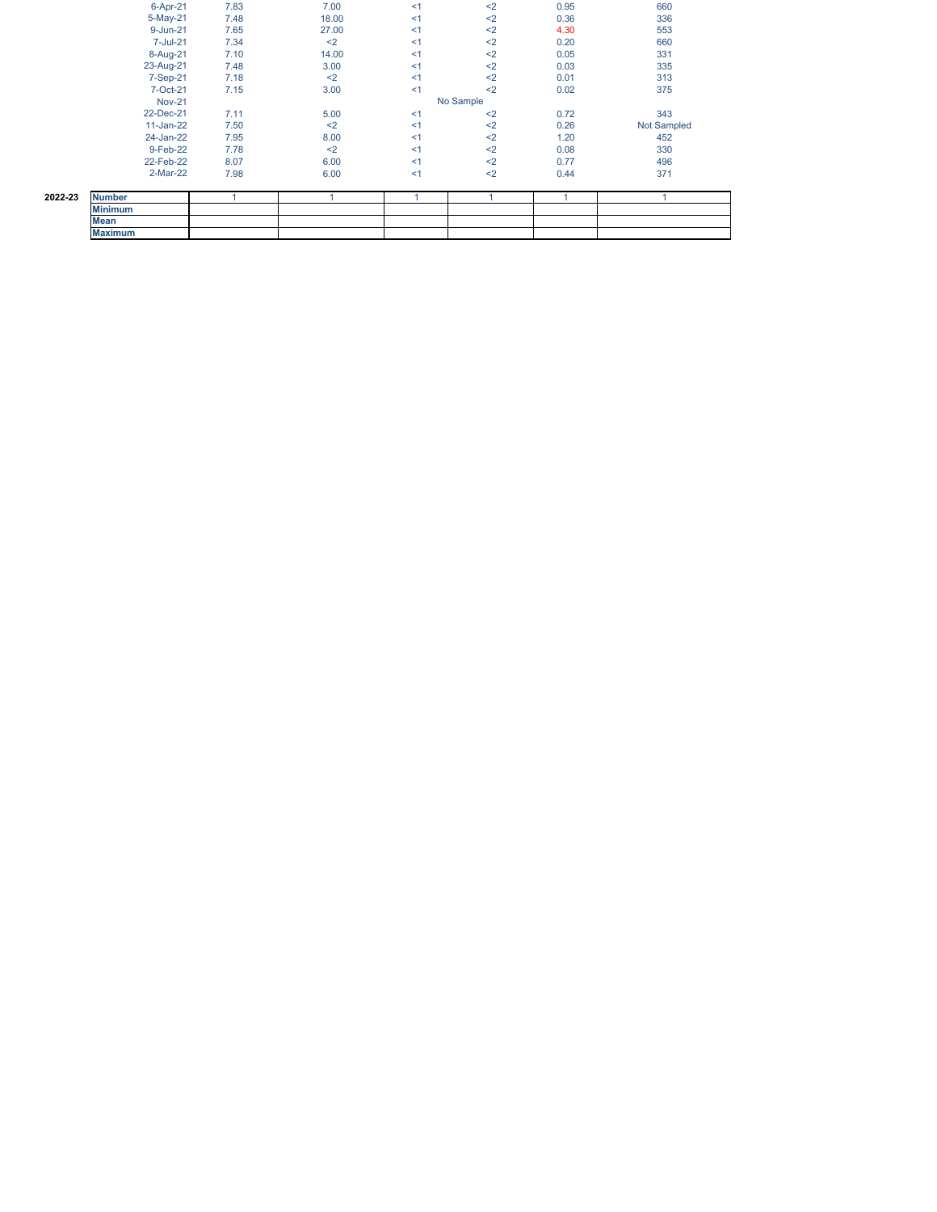| | | | | | | | |
|---|---|---|---|---|---|---|---|
| | 6-Apr-21 | 7.83 | 7.00 | <1 | <2 | 0.95 | 660 |
| | 5-May-21 | 7.48 | 18.00 | <1 | <2 | 0.36 | 336 |
| | 9-Jun-21 | 7.65 | 27.00 | <1 | <2 | 4.30 | 553 |
| | 7-Jul-21 | 7.34 | <2 | <1 | <2 | 0.20 | 660 |
| | 8-Aug-21 | 7.10 | 14.00 | <1 | <2 | 0.05 | 331 |
| | 23-Aug-21 | 7.48 | 3.00 | <1 | <2 | 0.03 | 335 |
| | 7-Sep-21 | 7.18 | <2 | <1 | <2 | 0.01 | 313 |
| | 7-Oct-21 | 7.15 | 3.00 | <1 | <2 | 0.02 | 375 |
| | Nov-21 | | | No Sample | | | |
| | 22-Dec-21 | 7.11 | 5.00 | <1 | <2 | 0.72 | 343 |
| | 11-Jan-22 | 7.50 | <2 | <1 | <2 | 0.26 | Not Sampled |
| | 24-Jan-22 | 7.95 | 8.00 | <1 | <2 | 1.20 | 452 |
| | 9-Feb-22 | 7.78 | <2 | <1 | <2 | 0.08 | 330 |
| | 22-Feb-22 | 8.07 | 6.00 | <1 | <2 | 0.77 | 496 |
| | 2-Mar-22 | 7.98 | 6.00 | <1 | <2 | 0.44 | 371 |
| **2022-23** | **Number** | 1 | 1 | 1 | 1 | 1 | 1 |
| | **Minimum** | | | | | | |
| | **Mean** | | | | | | |
| | **Maximum** | | | | | | |